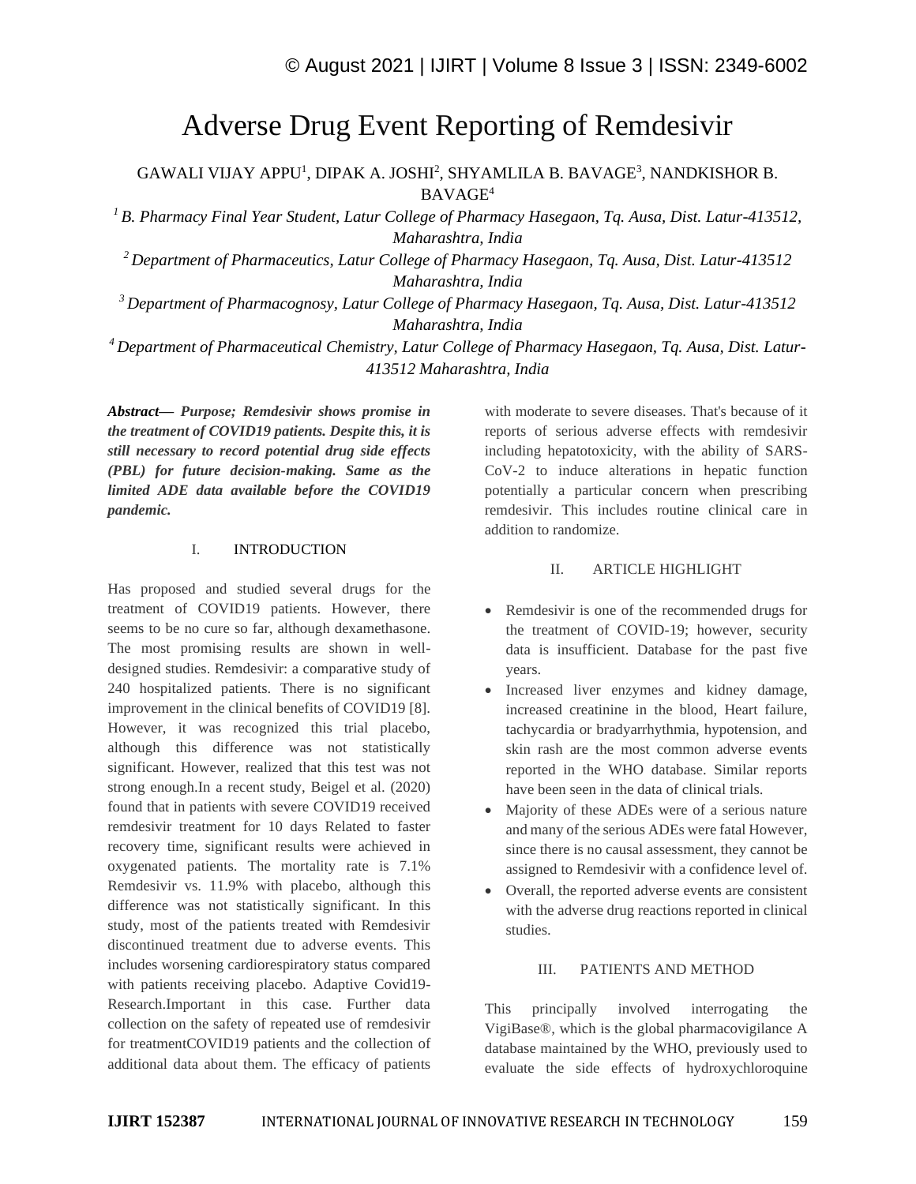# Adverse Drug Event Reporting of Remdesivir

GAWALI VIJAY APPU[1], DIPAK A. JOSHI[2], SHYAMLILA B. BAVAGE[3], NANDKISHOR B. BAVAGE[4]

[1] *B. Pharmacy Final Year Student, Latur College of Pharmacy Hasegaon, Tq. Ausa, Dist. Latur-413512, Maharashtra, India*

[2] *Department of Pharmaceutics, Latur College of Pharmacy Hasegaon, Tq. Ausa, Dist. Latur-413512 Maharashtra, India*

[3] *Department of Pharmacognosy, Latur College of Pharmacy Hasegaon, Tq. Ausa, Dist. Latur-413512 Maharashtra, India*

[4] *Department of Pharmaceutical Chemistry, Latur College of Pharmacy Hasegaon, Tq. Ausa, Dist. Latur-413512 Maharashtra, India*

***Abstract—* Purpose; Remdesivir shows promise in the treatment of COVID19 patients. Despite this, it is still necessary to record potential drug side effects (PBL) for future decision-making. Same as the limited ADE data available before the COVID19 pandemic.**

## I. INTRODUCTION

Has proposed and studied several drugs for the treatment of COVID19 patients. However, there seems to be no cure so far, although dexamethasone. The most promising results are shown in well-designed studies. Remdesivir: a comparative study of 240 hospitalized patients. There is no significant improvement in the clinical benefits of COVID19 [8]. However, it was recognized this trial placebo, although this difference was not statistically significant. However, realized that this test was not strong enough.In a recent study, Beigel et al. (2020) found that in patients with severe COVID19 received remdesivir treatment for 10 days Related to faster recovery time, significant results were achieved in oxygenated patients. The mortality rate is 7.1% Remdesivir vs. 11.9% with placebo, although this difference was not statistically significant. In this study, most of the patients treated with Remdesivir discontinued treatment due to adverse events. This includes worsening cardiorespiratory status compared with patients receiving placebo. Adaptive Covid19-Research.Important in this case. Further data collection on the safety of repeated use of remdesivir for treatmentCOVID19 patients and the collection of additional data about them. The efficacy of patients with moderate to severe diseases. That's because of it reports of serious adverse effects with remdesivir including hepatotoxicity, with the ability of SARS-CoV-2 to induce alterations in hepatic function potentially a particular concern when prescribing remdesivir. This includes routine clinical care in addition to randomize.

## II. ARTICLE HIGHLIGHT

- Remdesivir is one of the recommended drugs for the treatment of COVID-19; however, security data is insufficient. Database for the past five years.
- Increased liver enzymes and kidney damage, increased creatinine in the blood, Heart failure, tachycardia or bradyarrhythmia, hypotension, and skin rash are the most common adverse events reported in the WHO database. Similar reports have been seen in the data of clinical trials.
- Majority of these ADEs were of a serious nature and many of the serious ADEs were fatal However, since there is no causal assessment, they cannot be assigned to Remdesivir with a confidence level of.
- Overall, the reported adverse events are consistent with the adverse drug reactions reported in clinical studies.

## III. PATIENTS AND METHOD

This principally involved interrogating the VigiBase®, which is the global pharmacovigilance A database maintained by the WHO, previously used to evaluate the side effects of hydroxychloroquine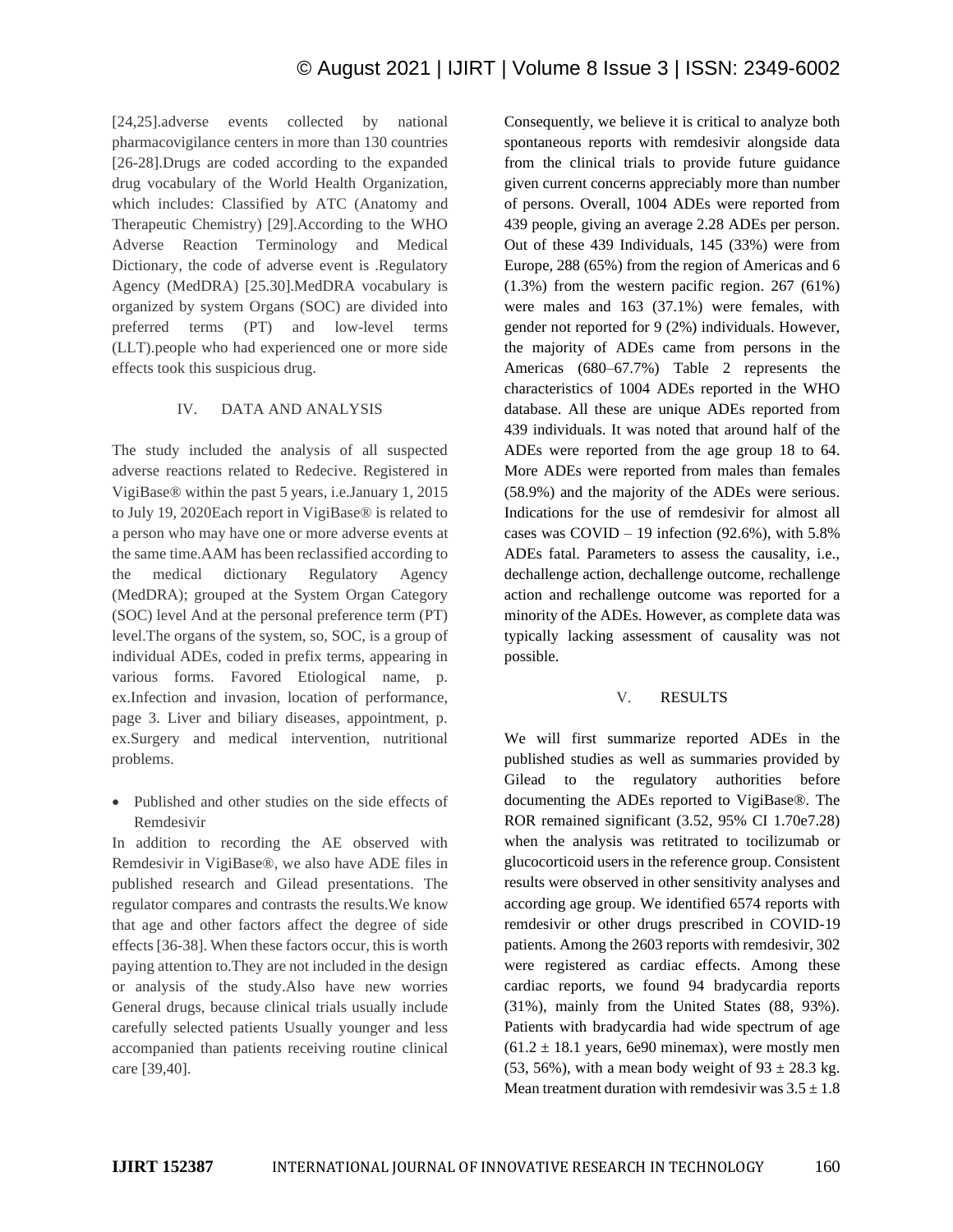[24,25].adverse events collected by national pharmacovigilance centers in more than 130 countries [26-28].Drugs are coded according to the expanded drug vocabulary of the World Health Organization, which includes: Classified by ATC (Anatomy and Therapeutic Chemistry) [29].According to the WHO Adverse Reaction Terminology and Medical Dictionary, the code of adverse event is .Regulatory Agency (MedDRA) [25.30].MedDRA vocabulary is organized by system Organs (SOC) are divided into preferred terms (PT) and low-level terms (LLT).people who had experienced one or more side effects took this suspicious drug.

## IV. DATA AND ANALYSIS

The study included the analysis of all suspected adverse reactions related to Redecive. Registered in VigiBase® within the past 5 years, i.e.January 1, 2015 to July 19, 2020Each report in VigiBase® is related to a person who may have one or more adverse events at the same time.AAM has been reclassified according to the medical dictionary Regulatory Agency (MedDRA); grouped at the System Organ Category (SOC) level And at the personal preference term (PT) level.The organs of the system, so, SOC, is a group of individual ADEs, coded in prefix terms, appearing in various forms. Favored Etiological name, p. ex.Infection and invasion, location of performance, page 3. Liver and biliary diseases, appointment, p. ex.Surgery and medical intervention, nutritional problems.

- Published and other studies on the side effects of Remdesivir

In addition to recording the AE observed with Remdesivir in VigiBase®, we also have ADE files in published research and Gilead presentations. The regulator compares and contrasts the results.We know that age and other factors affect the degree of side effects [36-38]. When these factors occur, this is worth paying attention to.They are not included in the design or analysis of the study.Also have new worries General drugs, because clinical trials usually include carefully selected patients Usually younger and less accompanied than patients receiving routine clinical care [39,40].

Consequently, we believe it is critical to analyze both spontaneous reports with remdesivir alongside data from the clinical trials to provide future guidance given current concerns appreciably more than number of persons. Overall, 1004 ADEs were reported from 439 people, giving an average 2.28 ADEs per person. Out of these 439 Individuals, 145 (33%) were from Europe, 288 (65%) from the region of Americas and 6 (1.3%) from the western pacific region. 267 (61%) were males and 163 (37.1%) were females, with gender not reported for 9 (2%) individuals. However, the majority of ADEs came from persons in the Americas (680–67.7%) Table 2 represents the characteristics of 1004 ADEs reported in the WHO database. All these are unique ADEs reported from 439 individuals. It was noted that around half of the ADEs were reported from the age group 18 to 64. More ADEs were reported from males than females (58.9%) and the majority of the ADEs were serious. Indications for the use of remdesivir for almost all cases was COVID – 19 infection (92.6%), with 5.8% ADEs fatal. Parameters to assess the causality, i.e., dechallenge action, dechallenge outcome, rechallenge action and rechallenge outcome was reported for a minority of the ADEs. However, as complete data was typically lacking assessment of causality was not possible.

## V. RESULTS

We will first summarize reported ADEs in the published studies as well as summaries provided by Gilead to the regulatory authorities before documenting the ADEs reported to VigiBase®. The ROR remained significant (3.52, 95% CI 1.70e7.28) when the analysis was retitrated to tocilizumab or glucocorticoid users in the reference group. Consistent results were observed in other sensitivity analyses and according age group. We identified 6574 reports with remdesivir or other drugs prescribed in COVID-19 patients. Among the 2603 reports with remdesivir, 302 were registered as cardiac effects. Among these cardiac reports, we found 94 bradycardia reports (31%), mainly from the United States (88, 93%). Patients with bradycardia had wide spectrum of age ($61.2 \pm 18.1$ years, 6e90 minemax), were mostly men (53, 56%), with a mean body weight of $93 \pm 28.3$ kg. Mean treatment duration with remdesivir was $3.5 \pm 1.8$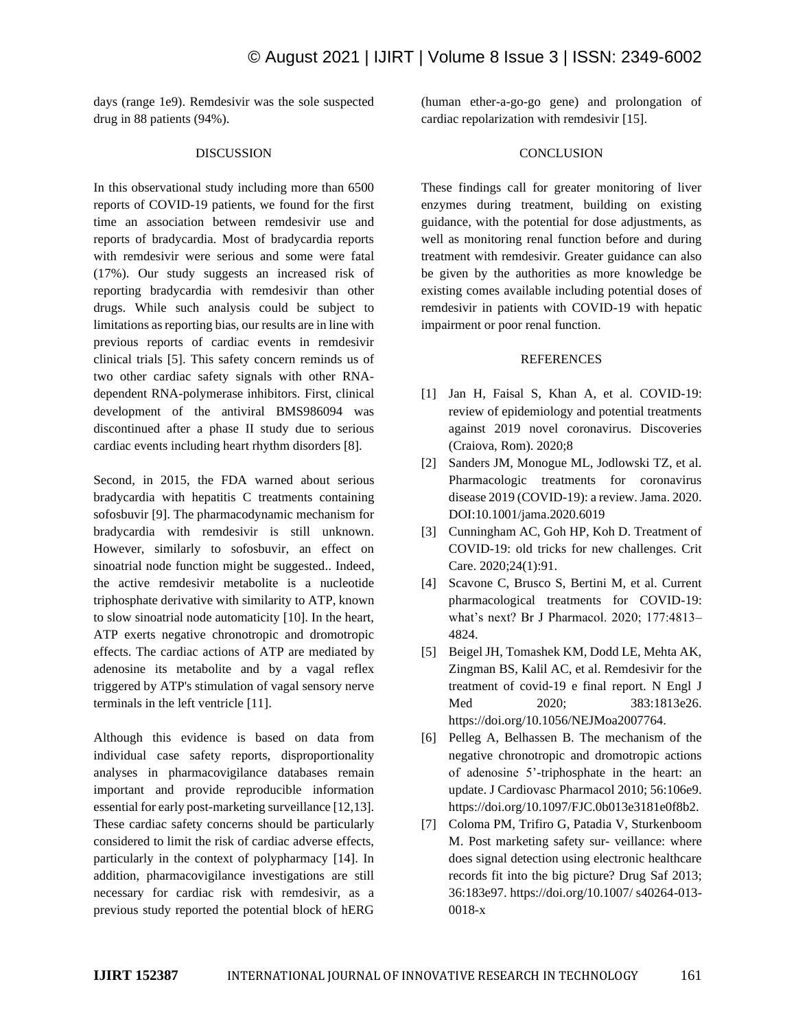days (range 1e9). Remdesivir was the sole suspected drug in 88 patients (94%).

## DISCUSSION

In this observational study including more than 6500 reports of COVID-19 patients, we found for the first time an association between remdesivir use and reports of bradycardia. Most of bradycardia reports with remdesivir were serious and some were fatal (17%). Our study suggests an increased risk of reporting bradycardia with remdesivir than other drugs. While such analysis could be subject to limitations as reporting bias, our results are in line with previous reports of cardiac events in remdesivir clinical trials [5]. This safety concern reminds us of two other cardiac safety signals with other RNA-dependent RNA-polymerase inhibitors. First, clinical development of the antiviral BMS986094 was discontinued after a phase II study due to serious cardiac events including heart rhythm disorders [8].

Second, in 2015, the FDA warned about serious bradycardia with hepatitis C treatments containing sofosbuvir [9]. The pharmacodynamic mechanism for bradycardia with remdesivir is still unknown. However, similarly to sofosbuvir, an effect on sinoatrial node function might be suggested.. Indeed, the active remdesivir metabolite is a nucleotide triphosphate derivative with similarity to ATP, known to slow sinoatrial node automaticity [10]. In the heart, ATP exerts negative chronotropic and dromotropic effects. The cardiac actions of ATP are mediated by adenosine its metabolite and by a vagal reflex triggered by ATP's stimulation of vagal sensory nerve terminals in the left ventricle [11].

Although this evidence is based on data from individual case safety reports, disproportionality analyses in pharmacovigilance databases remain important and provide reproducible information essential for early post-marketing surveillance [12,13]. These cardiac safety concerns should be particularly considered to limit the risk of cardiac adverse effects, particularly in the context of polypharmacy [14]. In addition, pharmacovigilance investigations are still necessary for cardiac risk with remdesivir, as a previous study reported the potential block of hERG (human ether-a-go-go gene) and prolongation of cardiac repolarization with remdesivir [15].

## CONCLUSION

These findings call for greater monitoring of liver enzymes during treatment, building on existing guidance, with the potential for dose adjustments, as well as monitoring renal function before and during treatment with remdesivir. Greater guidance can also be given by the authorities as more knowledge be existing comes available including potential doses of remdesivir in patients with COVID-19 with hepatic impairment or poor renal function.

## REFERENCES

[1] Jan H, Faisal S, Khan A, et al. COVID-19: review of epidemiology and potential treatments against 2019 novel coronavirus. Discoveries (Craiova, Rom). 2020;8

[2] Sanders JM, Monogue ML, Jodlowski TZ, et al. Pharmacologic treatments for coronavirus disease 2019 (COVID-19): a review. Jama. 2020. DOI:10.1001/jama.2020.6019

[3] Cunningham AC, Goh HP, Koh D. Treatment of COVID-19: old tricks for new challenges. Crit Care. 2020;24(1):91.

[4] Scavone C, Brusco S, Bertini M, et al. Current pharmacological treatments for COVID-19: what's next? Br J Pharmacol. 2020; 177:4813–4824.

[5] Beigel JH, Tomashek KM, Dodd LE, Mehta AK, Zingman BS, Kalil AC, et al. Remdesivir for the treatment of covid-19 e final report. N Engl J Med 2020; 383:1813e26. https://doi.org/10.1056/NEJMoa2007764.

[6] Pelleg A, Belhassen B. The mechanism of the negative chronotropic and dromotropic actions of adenosine 5'-triphosphate in the heart: an update. J Cardiovasc Pharmacol 2010; 56:106e9. https://doi.org/10.1097/FJC.0b013e3181e0f8b2.

[7] Coloma PM, Trifiro G, Patadia V, Sturkenboom M. Post marketing safety sur- veillance: where does signal detection using electronic healthcare records fit into the big picture? Drug Saf 2013; 36:183e97. https://doi.org/10.1007/ s40264-013-0018-x